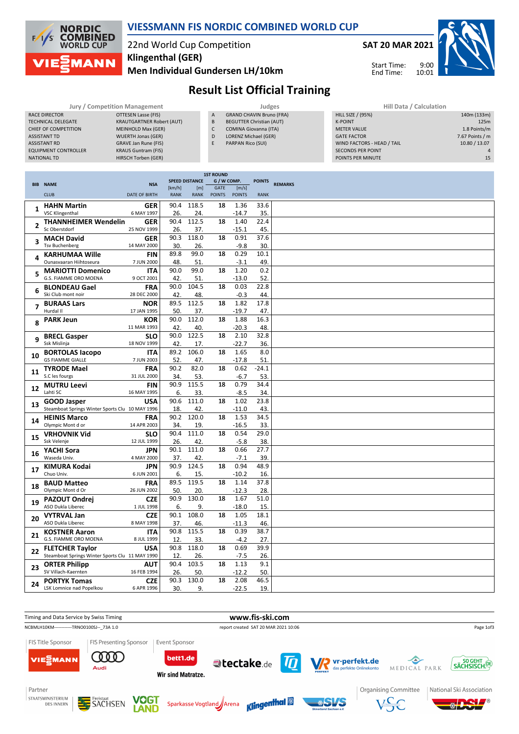# VIESSMANN FIS NORDIC COMBINED WORLD CUP

22nd World Cup Competition
**Klingenthal (GER)**
**Men Individual Gundersen LH/10km**

**SAT 20 MAR 2021**

Start Time: 9:00
End Time: 10:01

## Result List Official Training

| Jury / Competition Management | |
|---|---|
| RACE DIRECTOR | OTTESEN Lasse (FIS) |
| TECHNICAL DELEGATE | KRAUTGARTNER Robert (AUT) |
| CHIEF OF COMPETITION | MEINHOLD Max (GER) |
| ASSISTANT TD | WUERTH Jonas (GER) |
| ASSISTANT RD | GRAVE Jan Rune (FIS) |
| EQUIPMENT CONTROLLER | KRAUS Guntram (FIS) |
| NATIONAL TD | HIRSCH Torben (GER) |

| Judges | |
|---|---|
| A | GRAND CHAVIN Bruno (FRA) |
| B | BEGUTTER Christian (AUT) |
| C | COMINA Giovanna (ITA) |
| D | LORENZ Michael (GER) |
| E | PARPAN Rico (SUI) |

| Hill Data / Calculation | |
|---|---|
| HILL SIZE / (95%) | 140m (133m) |
| K-POINT | 125m |
| METER VALUE | 1.8 Points/m |
| GATE FACTOR | 7.67 Points / m |
| WIND FACTORS - HEAD / TAIL | 10.80 / 13.07 |
| SECONDS PER POINT | 4 |
| POINTS PER MINUTE | 15 |

| BIB | NAME / CLUB | NSA / DATE OF BIRTH | SPEED [km/h] / RANK | DISTANCE [m] / RANK | GATE / POINTS | W COMP. [m/s] / POINTS | POINTS / RANK | REMARKS |
|---|---|---|---|---|---|---|---|---|
| 1 | **HAHN Martin** / VSC Klingenthal | GER / 6 MAY 1997 | 90.4 / 26. | 118.5 / 24. | 18 | 1.36 / -14.7 | 33.6 / 35. | |
| 2 | **THANNHEIMER Wendelin** / Sc Oberstdorf | GER / 25 NOV 1999 | 90.4 / 26. | 112.5 / 37. | 18 | 1.40 / -15.1 | 22.4 / 45. | |
| 3 | **MACH David** / Tsv Buchenberg | GER / 14 MAY 2000 | 90.3 / 30. | 118.0 / 26. | 18 | 0.91 / -9.8 | 37.6 / 30. | |
| 4 | **KARHUMAA Wille** / Ounasvaaran Hiihtoseura | FIN / 7 JUN 2000 | 89.8 / 48. | 99.0 / 51. | 18 | 0.29 / -3.1 | 10.1 / 49. | |
| 5 | **MARIOTTI Domenico** / G.S. FIAMME ORO MOENA | ITA / 9 OCT 2001 | 90.0 / 42. | 99.0 / 51. | 18 | 1.20 / -13.0 | 0.2 / 52. | |
| 6 | **BLONDEAU Gael** / Ski Club mont noir | FRA / 28 DEC 2000 | 90.0 / 42. | 104.5 / 48. | 18 | 0.03 / -0.3 | 22.8 / 44. | |
| 7 | **BURAAS Lars** / Hurdal II | NOR / 17 JAN 1995 | 89.5 / 50. | 112.5 / 37. | 18 | 1.82 / -19.7 | 17.8 / 47. | |
| 8 | **PARK Jeun** | KOR / 11 MAR 1993 | 90.0 / 42. | 112.0 / 40. | 18 | 1.88 / -20.3 | 16.3 / 48. | |
| 9 | **BRECL Gasper** / Ssk Mislinja | SLO / 18 NOV 1999 | 90.0 / 42. | 122.5 / 17. | 18 | 2.10 / -22.7 | 32.8 / 36. | |
| 10 | **BORTOLAS Iacopo** / GS FIAMME GIALLE | ITA / 7 JUN 2003 | 89.2 / 52. | 106.0 / 47. | 18 | 1.65 / -17.8 | 8.0 / 51. | |
| 11 | **TYRODE Mael** / S.C les fourgs | FRA / 31 JUL 2000 | 90.2 / 34. | 82.0 / 53. | 18 | 0.62 / -6.7 | -24.1 / 53. | |
| 12 | **MUTRU Leevi** / Lahti SC | FIN / 16 MAY 1995 | 90.9 / 6. | 115.5 / 33. | 18 | 0.79 / -8.5 | 34.4 / 34. | |
| 13 | **GOOD Jasper** / Steamboat Springs Winter Sports Clu | USA / 10 MAY 1996 | 90.6 / 18. | 111.0 / 42. | 18 | 1.02 / -11.0 | 23.8 / 43. | |
| 14 | **HEINIS Marco** / Olympic Mont d or | FRA / 14 APR 2003 | 90.2 / 34. | 120.0 / 19. | 18 | 1.53 / -16.5 | 34.5 / 33. | |
| 15 | **VRHOVNIK Vid** / Ssk Velenje | SLO / 12 JUL 1999 | 90.4 / 26. | 111.0 / 42. | 18 | 0.54 / -5.8 | 29.0 / 38. | |
| 16 | **YACHI Sora** / Waseda Univ. | JPN / 4 MAY 2000 | 90.1 / 37. | 111.0 / 42. | 18 | 0.66 / -7.1 | 27.7 / 39. | |
| 17 | **KIMURA Kodai** / Chuo Univ. | JPN / 6 JUN 2001 | 90.9 / 6. | 124.5 / 15. | 18 | 0.94 / -10.2 | 48.9 / 16. | |
| 18 | **BAUD Matteo** / Olympic Mont d Or | FRA / 26 JUN 2002 | 89.5 / 50. | 119.5 / 20. | 18 | 1.14 / -12.3 | 37.8 / 28. | |
| 19 | **PAZOUT Ondrej** / ASO Dukla Liberec | CZE / 1 JUL 1998 | 90.9 / 6. | 130.0 / 9. | 18 | 1.67 / -18.0 | 51.0 / 15. | |
| 20 | **VYTRVAL Jan** / ASO Dukla Liberec | CZE / 8 MAY 1998 | 90.1 / 37. | 108.0 / 46. | 18 | 1.05 / -11.3 | 18.1 / 46. | |
| 21 | **KOSTNER Aaron** / G.S. FIAMME ORO MOENA | ITA / 8 JUL 1999 | 90.8 / 12. | 115.5 / 33. | 18 | 0.39 / -4.2 | 38.7 / 27. | |
| 22 | **FLETCHER Taylor** / Steamboat Springs Winter Sports Clu | USA / 11 MAY 1990 | 90.8 / 12. | 118.0 / 26. | 18 | 0.69 / -7.5 | 39.9 / 26. | |
| 23 | **ORTER Philipp** / SV Villach-Kaernten | AUT / 16 FEB 1994 | 90.4 / 26. | 103.5 / 50. | 18 | 1.13 / -12.2 | 9.1 / 50. | |
| 24 | **PORTYK Tomas** / LSK Lomnice nad Popelkou | CZE / 6 APR 1996 | 90.3 / 30. | 130.0 / 9. | 18 | 2.08 / -22.5 | 46.5 / 19. | |

Timing and Data Service by Swiss Timing — www.fis-ski.com

NCBMLH10KM------------TRNO0100SJ--_73A 1.0 — report created SAT 20 MAR 2021 10:06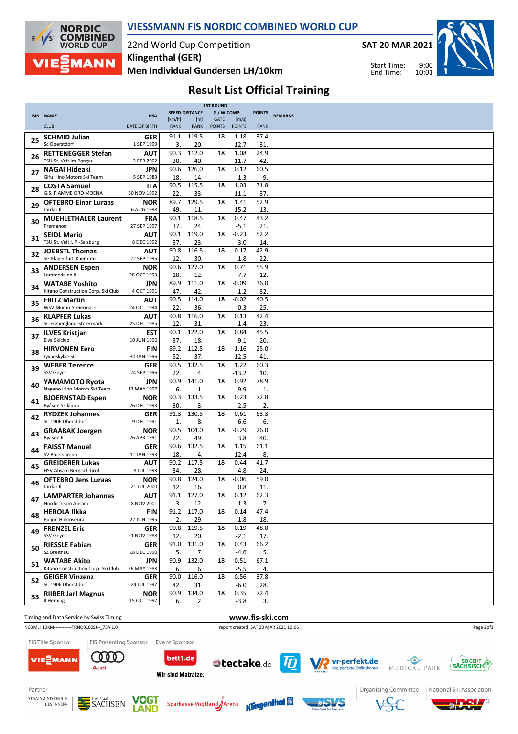# VIESSMANN FIS NORDIC COMBINED WORLD CUP

22nd World Cup Competition
Klingenthal (GER)
Men Individual Gundersen LH/10km

SAT 20 MAR 2021

Start Time: 9:00
End Time: 10:01

## Result List Official Training

| BIB | NAME / CLUB | NSA / DATE OF BIRTH | SPEED [km/h] / RANK | DISTANCE [m] / RANK | G / W COMP. GATE / POINTS | [m/s] / POINTS | POINTS / RANK | REMARKS |
|---|---|---|---|---|---|---|---|---|
| 25 | **SCHMID Julian** Sc Oberstdorf | GER 1 SEP 1999 | 91.1 / 3. | 119.5 / 20. | 18 | 1.18 / -12.7 | 37.4 / 31. | |
| 26 | **RETTENEGGER Stefan** TSU St. Veit im Pongau | AUT 3 FEB 2002 | 90.3 / 30. | 112.0 / 40. | 18 | 1.08 / -11.7 | 24.9 / 42. | |
| 27 | **NAGAI Hideaki** Gifu Hino Motors Ski Team | JPN 5 SEP 1983 | 90.6 / 18. | 126.0 / 14. | 18 | 0.12 / -1.3 | 60.5 / 9. | |
| 28 | **COSTA Samuel** G.S. FIAMME ORO MOENA | ITA 30 NOV 1992 | 90.5 / 22. | 115.5 / 33. | 18 | 1.03 / -11.1 | 31.8 / 37. | |
| 29 | **OFTEBRO Einar Luraas** Jardar Il | NOR 6 AUG 1998 | 89.7 / 49. | 129.5 / 11. | 18 | 1.41 / -15.2 | 52.9 / 13. | |
| 30 | **MUEHLETHALER Laurent** Premanon | FRA 27 SEP 1997 | 90.1 / 37. | 118.5 / 24. | 18 | 0.47 / -5.1 | 43.2 / 21. | |
| 31 | **SEIDL Mario** TSU St. Veit i. P.-Salzburg | AUT 8 DEC 1992 | 90.1 / 37. | 119.0 / 23. | 18 | -0.23 / 3.0 | 52.2 / 14. | |
| 32 | **JOEBSTL Thomas** SG Klagenfurt-Kaernten | AUT 22 SEP 1995 | 90.8 / 12. | 116.5 / 30. | 18 | 0.17 / -1.8 | 42.9 / 22. | |
| 33 | **ANDERSEN Espen** Lommedalen IL | NOR 28 OCT 1993 | 90.6 / 18. | 127.0 / 12. | 18 | 0.71 / -7.7 | 55.9 / 12. | |
| 34 | **WATABE Yoshito** Kitano Construction Corp. Ski Club | JPN 4 OCT 1991 | 89.9 / 47. | 111.0 / 42. | 18 | -0.09 / 1.2 | 36.0 / 32. | |
| 35 | **FRITZ Martin** WSV Murau-Steiermark | AUT 24 OCT 1994 | 90.5 / 22. | 114.0 / 36. | 18 | -0.02 / 0.3 | 40.5 / 25. | |
| 36 | **KLAPFER Lukas** SC Erzbergland-Steiermark | AUT 25 DEC 1985 | 90.8 / 12. | 116.0 / 31. | 18 | 0.13 / -1.4 | 42.4 / 23. | |
| 37 | **ILVES Kristjan** Elva Skiclub | EST 10 JUN 1996 | 90.1 / 37. | 122.0 / 18. | 18 | 0.84 / -9.1 | 45.5 / 20. | |
| 38 | **HIRVONEN Eero** Jyvaeskylae SC | FIN 30 JAN 1996 | 89.2 / 52. | 112.5 / 37. | 18 | 1.16 / -12.5 | 25.0 / 41. | |
| 39 | **WEBER Terence** SSV Geyer | GER 24 SEP 1996 | 90.5 / 22. | 132.5 / 4. | 18 | 1.22 / -13.2 | 60.3 / 10. | |
| 40 | **YAMAMOTO Ryota** Nagano Hino Motors Ski Team | JPN 13 MAY 1997 | 90.9 / 6. | 141.0 / 1. | 18 | 0.92 / -9.9 | 78.9 / 1. | |
| 41 | **BJOERNSTAD Espen** Byåsen Skiklubb | NOR 26 DEC 1993 | 90.3 / 30. | 133.5 / 3. | 18 | 0.23 / -2.5 | 72.8 / 2. | |
| 42 | **RYDZEK Johannes** SC 1906 Oberstdorf | GER 9 DEC 1991 | 91.3 / 1. | 130.5 / 8. | 18 | 0.61 / -6.6 | 63.3 / 6. | |
| 43 | **GRAABAK Joergen** Byåsen IL | NOR 26 APR 1991 | 90.5 / 22. | 104.0 / 49. | 18 | -0.29 / 3.8 | 26.0 / 40. | |
| 44 | **FAISST Manuel** SV Baiersbronn | GER 11 JAN 1993 | 90.6 / 18. | 132.5 / 4. | 18 | 1.15 / -12.4 | 61.1 / 8. | |
| 45 | **GREIDERER Lukas** HSV Absam Bergisel-Tirol | AUT 8 JUL 1993 | 90.2 / 34. | 117.5 / 28. | 18 | 0.44 / -4.8 | 41.7 / 24. | |
| 46 | **OFTEBRO Jens Luraas** Jardar Il | NOR 21 JUL 2000 | 90.8 / 12. | 124.0 / 16. | 18 | -0.06 / 0.8 | 59.0 / 11. | |
| 47 | **LAMPARTER Johannes** Nordic Team Absam | AUT 8 NOV 2001 | 91.1 / 3. | 127.0 / 12. | 18 | 0.12 / -1.3 | 62.3 / 7. | |
| 48 | **HEROLA Ilkka** Puijon Hiihtoseura | FIN 22 JUN 1995 | 91.2 / 2. | 117.0 / 29. | 18 | -0.14 / 1.8 | 47.4 / 18. | |
| 49 | **FRENZEL Eric** SSV Geyer | GER 21 NOV 1988 | 90.8 / 12. | 119.5 / 20. | 18 | 0.19 / -2.1 | 48.0 / 17. | |
| 50 | **RIESSLE Fabian** SZ Breitnau | GER 18 DEC 1990 | 91.0 / 5. | 131.0 / 7. | 18 | 0.43 / -4.6 | 66.2 / 5. | |
| 51 | **WATABE Akito** Kitano Construction Corp. Ski Club | JPN 26 MAY 1988 | 90.9 / 6. | 132.0 / 6. | 18 | 0.51 / -5.5 | 67.1 / 4. | |
| 52 | **GEIGER Vinzenz** SC 1906 Oberstdorf | GER 24 JUL 1997 | 90.0 / 42. | 116.0 / 31. | 18 | 0.56 / -6.0 | 37.8 / 28. | |
| 53 | **RIIBER Jarl Magnus** Il Heming | NOR 15 OCT 1997 | 90.9 / 6. | 134.0 / 2. | 18 | 0.35 / -3.8 | 72.4 / 3. | |

Timing and Data Service by Swiss Timing — www.fis-ski.com

NCBMLH10KM------------TRNO0100SJ--_73A 1.0 — report created SAT 20 MAR 2021 10:06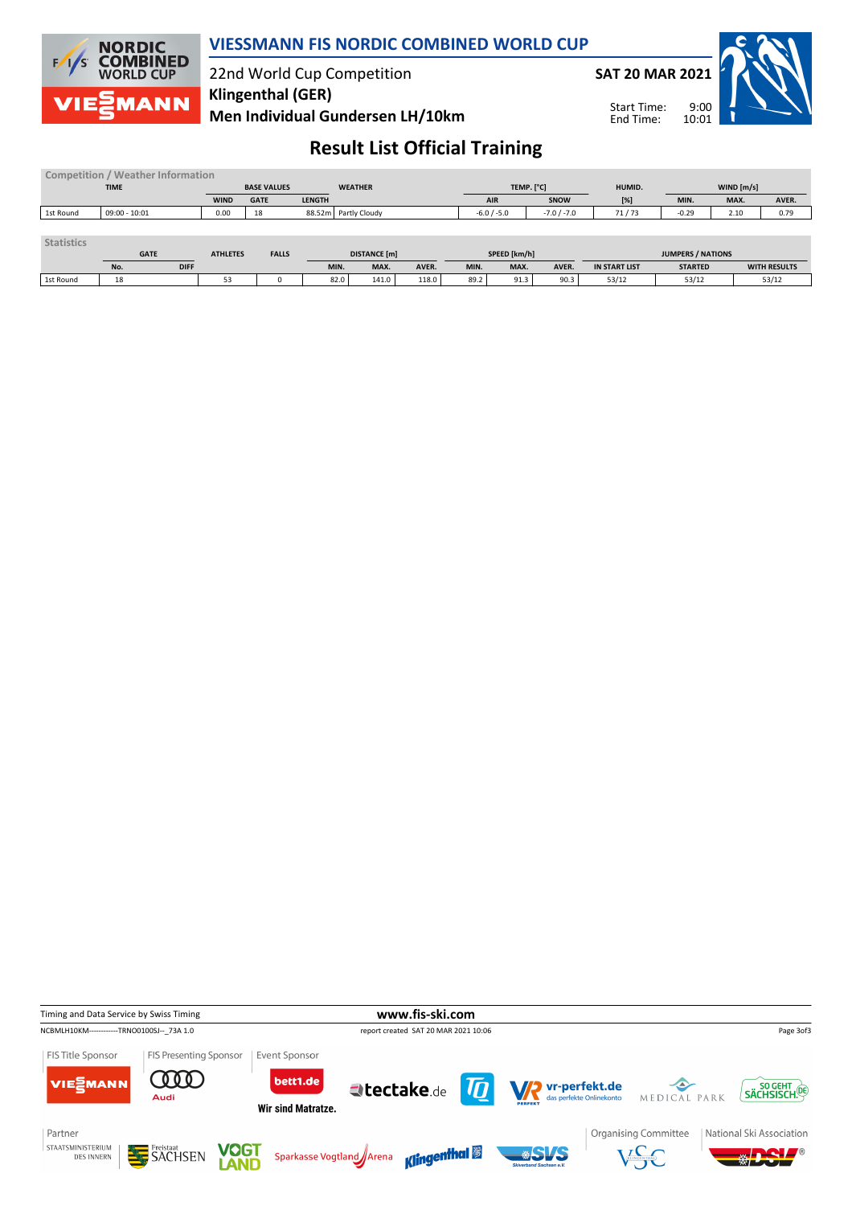# VIESSMANN FIS NORDIC COMBINED WORLD CUP

22nd World Cup Competition
**Klingenthal (GER)**
**Men Individual Gundersen LH/10km**

**SAT 20 MAR 2021**

Start Time: 9:00
End Time: 10:01

## Result List Official Training

**Competition / Weather Information**

| | TIME | BASE VALUES | | | WEATHER | TEMP. [°C] | | HUMID. | WIND [m/s] | | |
|---|---|---|---|---|---|---|---|---|---|---|---|
| | | WIND | GATE | LENGTH | | AIR | SNOW | [%] | MIN. | MAX. | AVER. |
| 1st Round | 09:00 - 10:01 | 0.00 | 18 | 88.52m | Partly Cloudy | -6.0 / -5.0 | -7.0 / -7.0 | 71 / 73 | -0.29 | 2.10 | 0.79 |

**Statistics**

| | GATE | | ATHLETES | FALLS | DISTANCE [m] | | | SPEED [km/h] | | | JUMPERS / NATIONS | | |
|---|---|---|---|---|---|---|---|---|---|---|---|---|---|
| | No. | DIFF | | | MIN. | MAX. | AVER. | MIN. | MAX. | AVER. | IN START LIST | STARTED | WITH RESULTS |
| 1st Round | 18 | | 53 | 0 | 82.0 | 141.0 | 118.0 | 89.2 | 91.3 | 90.3 | 53/12 | 53/12 | 53/12 |

Timing and Data Service by Swiss Timing — www.fis-ski.com

NCBMLH10KM------------TRNO0100SJ--_73A 1.0 — report created SAT 20 MAR 2021 10:06

FIS Title Sponsor: VIESSMANN | FIS Presenting Sponsor: Audi | Event Sponsor: bett1.de Wir sind Matratze. | tectake.de | TQ | vr-perfekt.de das perfekte Onlinekonto | MEDICAL PARK | SO GEHT SÄCHSISCH.

Partner: Staatsministerium des Innern | Freistaat SACHSEN | VOGTLAND | Sparkasse Vogtland Arena | Klingenthal | SVS Skiverband Sachsen e.V.

Organising Committee: VSC | National Ski Association: DSV